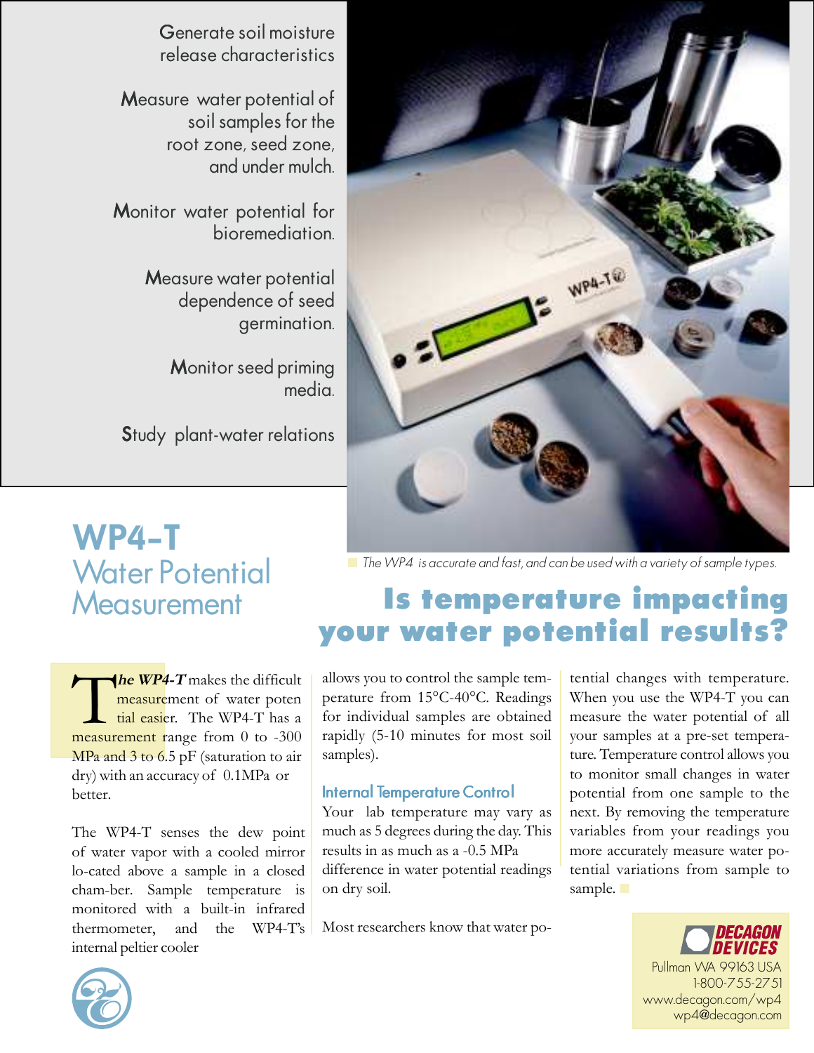Generate soil moisture release characteristics

Measure water potential of soil samples for the root zone, seed zone, and under mulch.

Monitor water potential for bioremediation.

Measure water potential dependence of seed germination.

Monitor seed priming media.

Study plant-water relations

The WP4 is accurate and fast, and can be used with a variety of sample types.

# WP4-T

## Water Potential Measurement

## Is temperature impacting your water potential results?

***The WP4-T*** makes the difficult measurement of water potential easier. The WP4-T has a measurement range from 0 to -300 MPa and 3 to 6.5 pF (saturation to air dry) with an accuracy of 0.1MPa or better.

The WP4-T senses the dew point of water vapor with a cooled mirror located above a sample in a closed chamber. Sample temperature is monitored with a built-in infrared thermometer, and the WP4-T's internal peltier cooler allows you to control the sample temperature from 15°C-40°C. Readings for individual samples are obtained rapidly (5-10 minutes for most soil samples).

### Internal Temperature Control

Your lab temperature may vary as much as 5 degrees during the day. This results in as much as a -0.5 MPa difference in water potential readings on dry soil.

Most researchers know that water potential changes with temperature. When you use the WP4-T you can measure the water potential of all your samples at a pre-set temperature. Temperature control allows you to monitor small changes in water potential from one sample to the next. By removing the temperature variables from your readings you more accurately measure water potential variations from sample to sample.

**DECAGON DEVICES**
Pullman WA 99163 USA
1-800-755-2751
www.decagon.com/wp4
wp4@decagon.com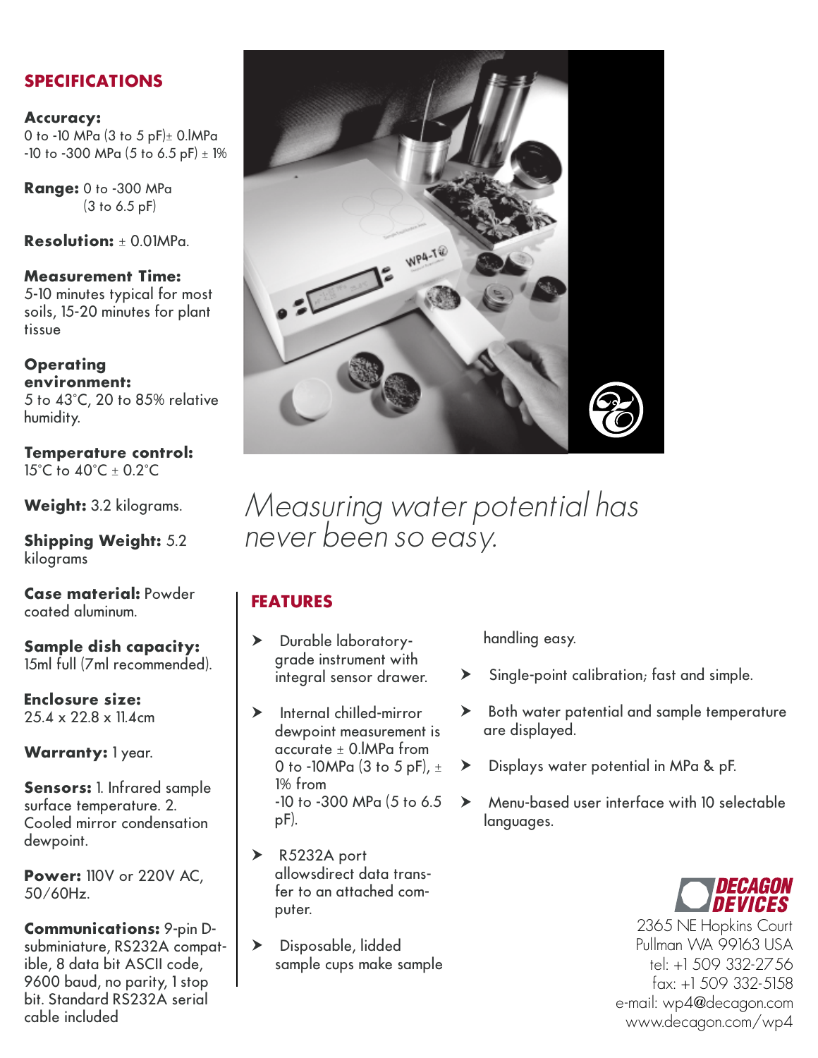## SPECIFICATIONS

**Accuracy:**
0 to -10 MPa (3 to 5 pF)± 0.lMPa
-10 to -300 MPa (5 to 6.5 pF) ± 1%

**Range:** 0 to -300 MPa
(3 to 6.5 pF)

**Resolution:** ± 0.01MPa.

**Measurement Time:**
5-10 minutes typical for most soils, 15-20 minutes for plant tissue

**Operating environment:**
5 to 43°C, 20 to 85% relative humidity.

**Temperature control:**
15°C to 40°C ± 0.2°C

**Weight:** 3.2 kilograms.

**Shipping Weight:** 5.2 kilograms

**Case material:** Powder coated aluminum.

**Sample dish capacity:**
15ml full (7ml recommended).

**Enclosure size:**
25.4 x 22.8 x 11.4cm

**Warranty:** 1 year.

**Sensors:** 1. Infrared sample surface temperature. 2. Cooled mirror condensation dewpoint.

**Power:** 110V or 220V AC, 50/60Hz.

**Communications:** 9-pin D-subminiature, RS232A compatible, 8 data bit ASCII code, 9600 baud, no parity, 1 stop bit. Standard RS232A serial cable included

*Measuring water potential has never been so easy.*

## FEATURES

- Durable laboratory-grade instrument with integral sensor drawer.
- Internal chilled-mirror dewpoint measurement is accurate ± 0.lMPa from 0 to -10MPa (3 to 5 pF), ± 1% from -10 to -300 MPa (5 to 6.5 pF).
- R5232A port allowsdirect data transfer to an attached computer.
- Disposable, lidded sample cups make sample handling easy.
- Single-point calibration; fast and simple.
- Both water potential and sample temperature are displayed.
- Displays water potential in MPa & pF.
- Menu-based user interface with 10 selectable languages.

**DECAGON DEVICES**
2365 NE Hopkins Court
Pullman WA 99163 USA
tel: +1 509 332-2756
fax: +1 509 332-5158
e-mail: wp4@decagon.com
www.decagon.com/wp4